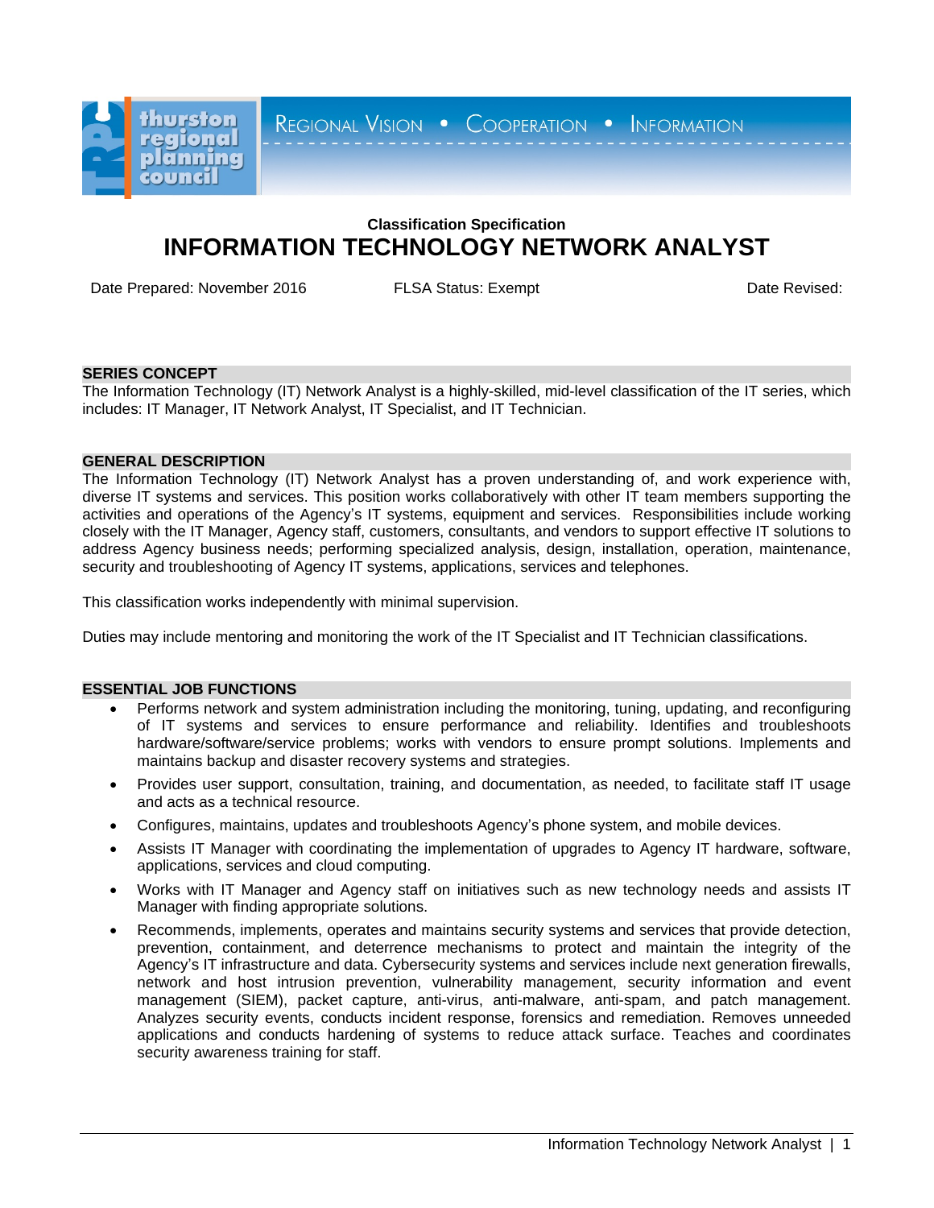thurston regional planning council

REGIONAL VISION • COOPERATION • INFORMATION

**Classification Specification**

# INFORMATION TECHNOLOGY NETWORK ANALYST

Date Prepared: November 2016 FLSA Status: Exempt Date Revised:

## SERIES CONCEPT

The Information Technology (IT) Network Analyst is a highly-skilled, mid-level classification of the IT series, which includes: IT Manager, IT Network Analyst, IT Specialist, and IT Technician.

## GENERAL DESCRIPTION

The Information Technology (IT) Network Analyst has a proven understanding of, and work experience with, diverse IT systems and services. This position works collaboratively with other IT team members supporting the activities and operations of the Agency's IT systems, equipment and services. Responsibilities include working closely with the IT Manager, Agency staff, customers, consultants, and vendors to support effective IT solutions to address Agency business needs; performing specialized analysis, design, installation, operation, maintenance, security and troubleshooting of Agency IT systems, applications, services and telephones.

This classification works independently with minimal supervision.

Duties may include mentoring and monitoring the work of the IT Specialist and IT Technician classifications.

## ESSENTIAL JOB FUNCTIONS

- Performs network and system administration including the monitoring, tuning, updating, and reconfiguring of IT systems and services to ensure performance and reliability. Identifies and troubleshoots hardware/software/service problems; works with vendors to ensure prompt solutions. Implements and maintains backup and disaster recovery systems and strategies.
- Provides user support, consultation, training, and documentation, as needed, to facilitate staff IT usage and acts as a technical resource.
- Configures, maintains, updates and troubleshoots Agency's phone system, and mobile devices.
- Assists IT Manager with coordinating the implementation of upgrades to Agency IT hardware, software, applications, services and cloud computing.
- Works with IT Manager and Agency staff on initiatives such as new technology needs and assists IT Manager with finding appropriate solutions.
- Recommends, implements, operates and maintains security systems and services that provide detection, prevention, containment, and deterrence mechanisms to protect and maintain the integrity of the Agency's IT infrastructure and data. Cybersecurity systems and services include next generation firewalls, network and host intrusion prevention, vulnerability management, security information and event management (SIEM), packet capture, anti-virus, anti-malware, anti-spam, and patch management. Analyzes security events, conducts incident response, forensics and remediation. Removes unneeded applications and conducts hardening of systems to reduce attack surface. Teaches and coordinates security awareness training for staff.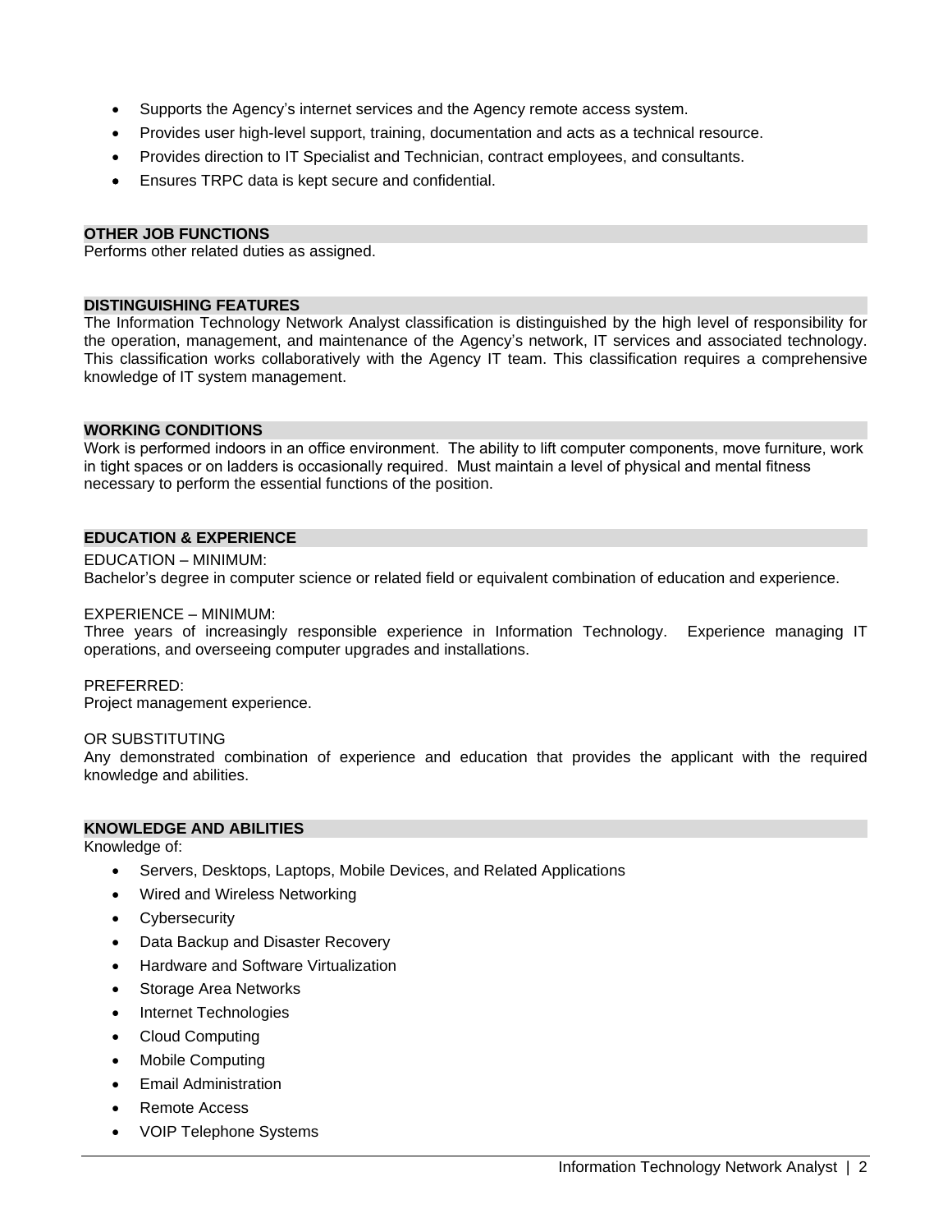- Supports the Agency's internet services and the Agency remote access system.
- Provides user high-level support, training, documentation and acts as a technical resource.
- Provides direction to IT Specialist and Technician, contract employees, and consultants.
- Ensures TRPC data is kept secure and confidential.

## OTHER JOB FUNCTIONS

Performs other related duties as assigned.

## DISTINGUISHING FEATURES

The Information Technology Network Analyst classification is distinguished by the high level of responsibility for the operation, management, and maintenance of the Agency's network, IT services and associated technology. This classification works collaboratively with the Agency IT team. This classification requires a comprehensive knowledge of IT system management.

## WORKING CONDITIONS

Work is performed indoors in an office environment. The ability to lift computer components, move furniture, work in tight spaces or on ladders is occasionally required. Must maintain a level of physical and mental fitness necessary to perform the essential functions of the position.

## EDUCATION & EXPERIENCE

EDUCATION – MINIMUM:
Bachelor's degree in computer science or related field or equivalent combination of education and experience.

EXPERIENCE – MINIMUM:
Three years of increasingly responsible experience in Information Technology. Experience managing IT operations, and overseeing computer upgrades and installations.

PREFERRED:
Project management experience.

OR SUBSTITUTING
Any demonstrated combination of experience and education that provides the applicant with the required knowledge and abilities.

## KNOWLEDGE AND ABILITIES

Knowledge of:

- Servers, Desktops, Laptops, Mobile Devices, and Related Applications
- Wired and Wireless Networking
- Cybersecurity
- Data Backup and Disaster Recovery
- Hardware and Software Virtualization
- Storage Area Networks
- Internet Technologies
- Cloud Computing
- Mobile Computing
- Email Administration
- Remote Access
- VOIP Telephone Systems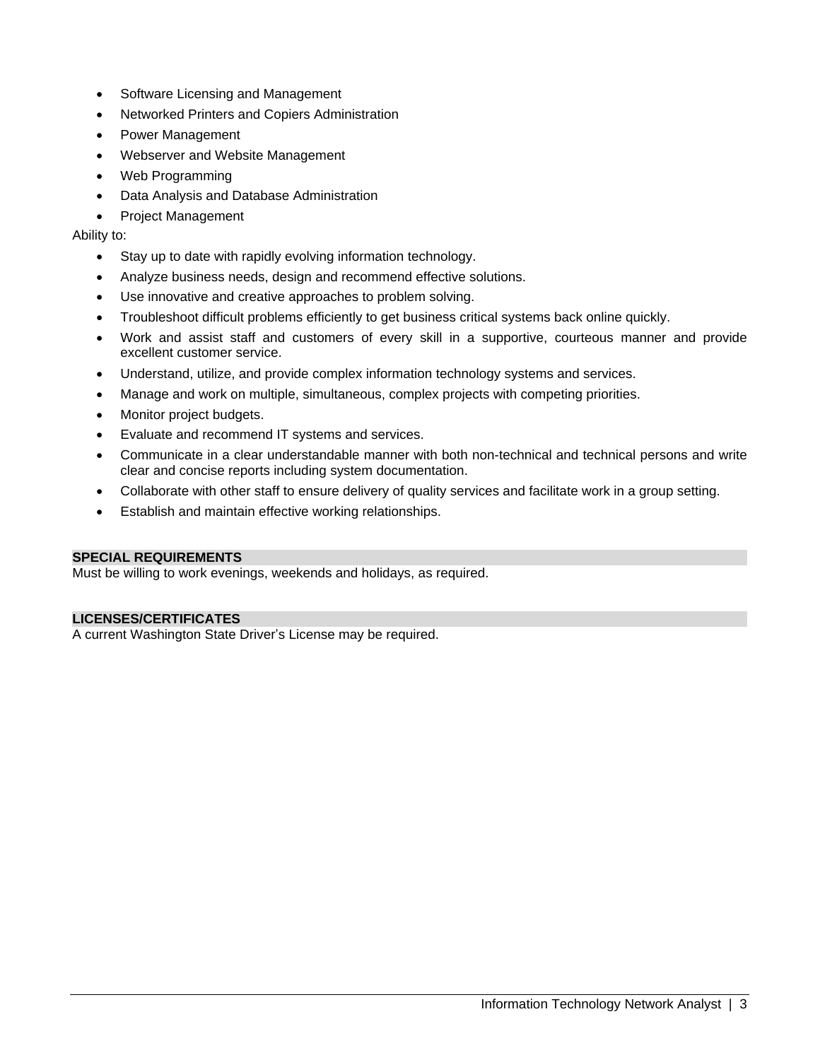- Software Licensing and Management
- Networked Printers and Copiers Administration
- Power Management
- Webserver and Website Management
- Web Programming
- Data Analysis and Database Administration
- Project Management

Ability to:

- Stay up to date with rapidly evolving information technology.
- Analyze business needs, design and recommend effective solutions.
- Use innovative and creative approaches to problem solving.
- Troubleshoot difficult problems efficiently to get business critical systems back online quickly.
- Work and assist staff and customers of every skill in a supportive, courteous manner and provide excellent customer service.
- Understand, utilize, and provide complex information technology systems and services.
- Manage and work on multiple, simultaneous, complex projects with competing priorities.
- Monitor project budgets.
- Evaluate and recommend IT systems and services.
- Communicate in a clear understandable manner with both non-technical and technical persons and write clear and concise reports including system documentation.
- Collaborate with other staff to ensure delivery of quality services and facilitate work in a group setting.
- Establish and maintain effective working relationships.

## SPECIAL REQUIREMENTS

Must be willing to work evenings, weekends and holidays, as required.

## LICENSES/CERTIFICATES

A current Washington State Driver's License may be required.